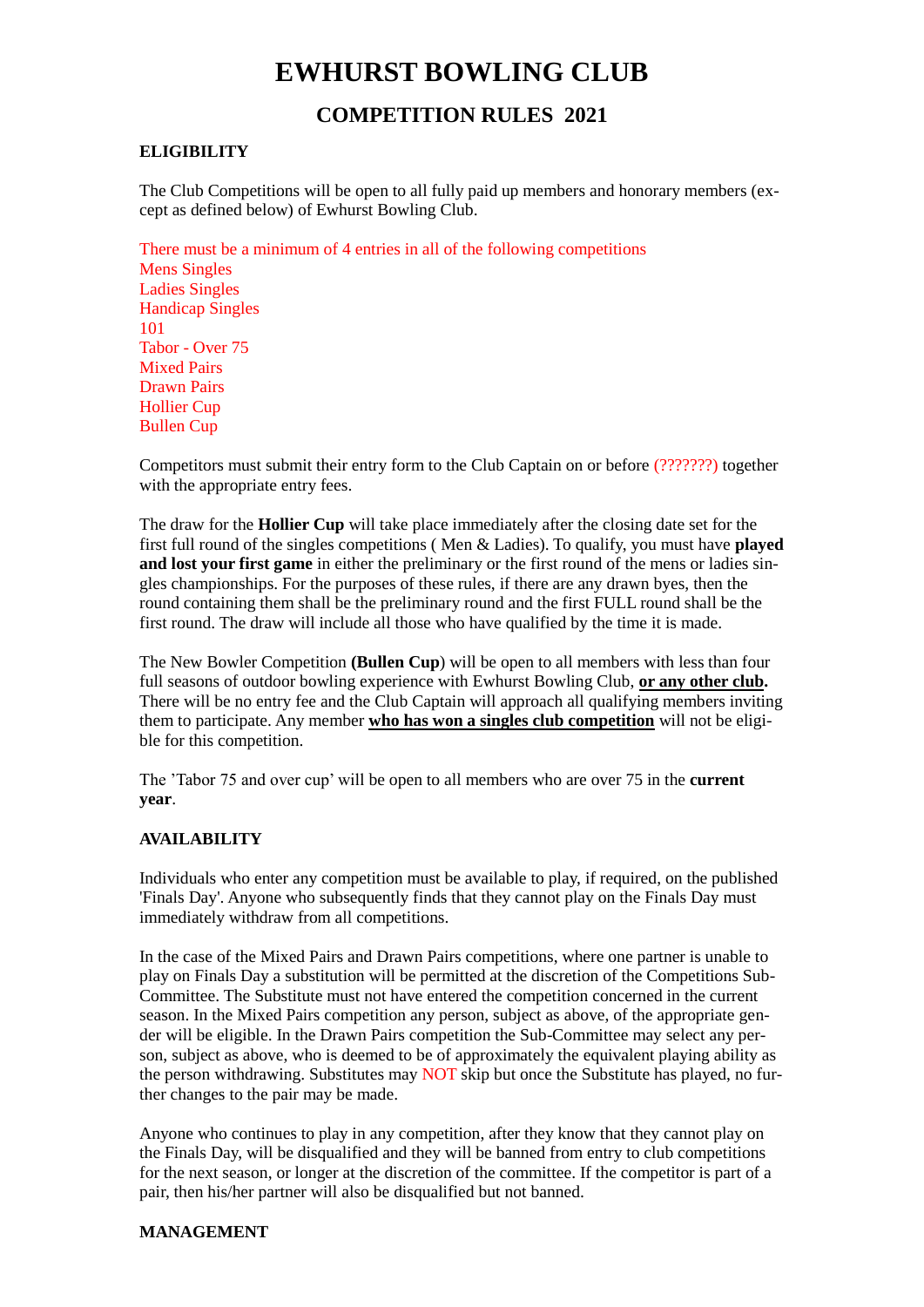# EWHURST BOWLING CLUB

## COMPETITION RULES 2021

### ELIGIBILITY

The Club Competitions will be open to all fully paid up members and honorary members (except as defined below) of Ewhurst Bowling Club.

There must be a minimum of 4 entries in all of the following competitions
Mens Singles
Ladies Singles
Handicap Singles
101
Tabor - Over 75
Mixed Pairs
Drawn Pairs
Hollier Cup
Bullen Cup

Competitors must submit their entry form to the Club Captain on or before (???????) together with the appropriate entry fees.

The draw for the **Hollier Cup** will take place immediately after the closing date set for the first full round of the singles competitions ( Men & Ladies). To qualify, you must have **played and lost your first game** in either the preliminary or the first round of the mens or ladies singles championships. For the purposes of these rules, if there are any drawn byes, then the round containing them shall be the preliminary round and the first FULL round shall be the first round. The draw will include all those who have qualified by the time it is made.

The New Bowler Competition **(Bullen Cup)** will be open to all members with less than four full seasons of outdoor bowling experience with Ewhurst Bowling Club, **or any other club.** There will be no entry fee and the Club Captain will approach all qualifying members inviting them to participate. Any member **who has won a singles club competition** will not be eligible for this competition.

The 'Tabor 75 and over cup' will be open to all members who are over 75 in the **current year**.

### AVAILABILITY

Individuals who enter any competition must be available to play, if required, on the published 'Finals Day'. Anyone who subsequently finds that they cannot play on the Finals Day must immediately withdraw from all competitions.

In the case of the Mixed Pairs and Drawn Pairs competitions, where one partner is unable to play on Finals Day a substitution will be permitted at the discretion of the Competitions Sub-Committee. The Substitute must not have entered the competition concerned in the current season. In the Mixed Pairs competition any person, subject as above, of the appropriate gender will be eligible. In the Drawn Pairs competition the Sub-Committee may select any person, subject as above, who is deemed to be of approximately the equivalent playing ability as the person withdrawing. Substitutes may NOT skip but once the Substitute has played, no further changes to the pair may be made.

Anyone who continues to play in any competition, after they know that they cannot play on the Finals Day, will be disqualified and they will be banned from entry to club competitions for the next season, or longer at the discretion of the committee. If the competitor is part of a pair, then his/her partner will also be disqualified but not banned.

### MANAGEMENT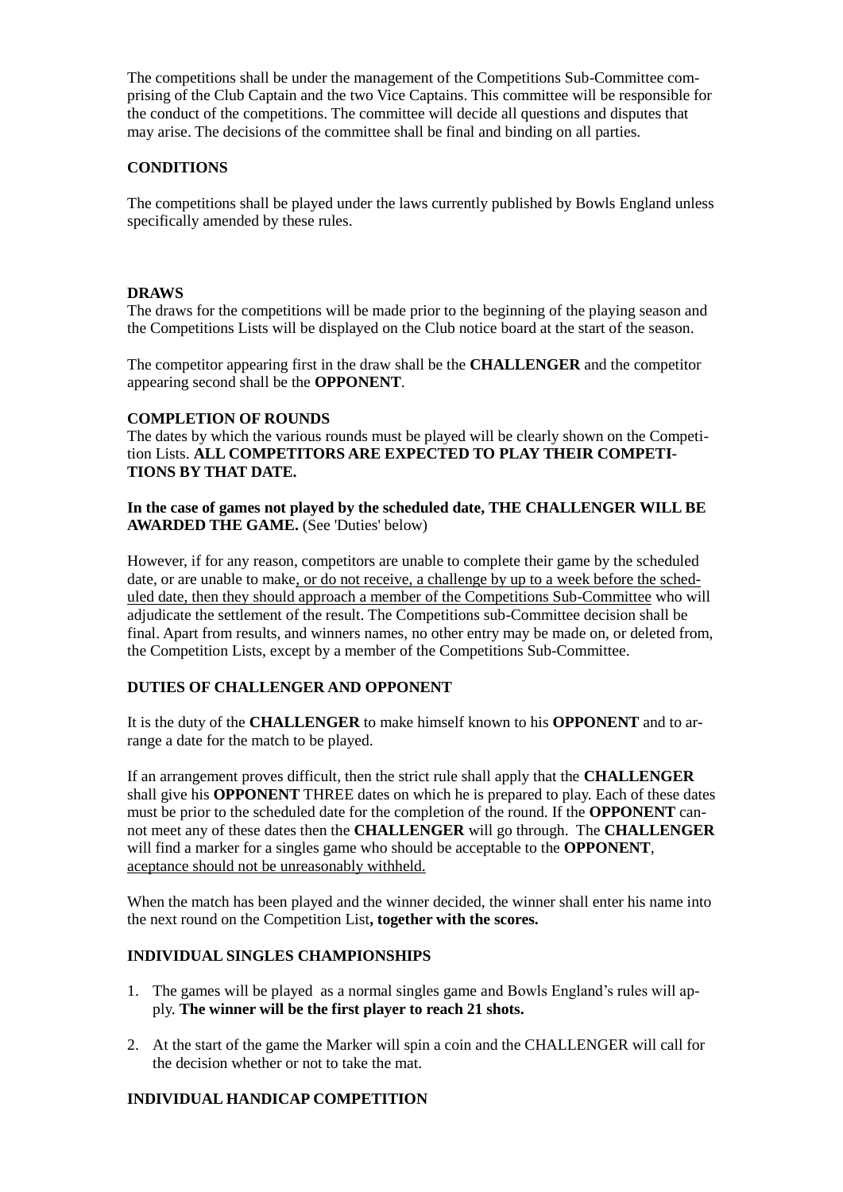The competitions shall be under the management of the Competitions Sub-Committee comprising of the Club Captain and the two Vice Captains. This committee will be responsible for the conduct of the competitions. The committee will decide all questions and disputes that may arise. The decisions of the committee shall be final and binding on all parties.

**CONDITIONS**

The competitions shall be played under the laws currently published by Bowls England unless specifically amended by these rules.

**DRAWS**

The draws for the competitions will be made prior to the beginning of the playing season and the Competitions Lists will be displayed on the Club notice board at the start of the season.

The competitor appearing first in the draw shall be the **CHALLENGER** and the competitor appearing second shall be the **OPPONENT**.

**COMPLETION OF ROUNDS**

The dates by which the various rounds must be played will be clearly shown on the Competition Lists. **ALL COMPETITORS ARE EXPECTED TO PLAY THEIR COMPETITIONS BY THAT DATE.**

**In the case of games not played by the scheduled date, THE CHALLENGER WILL BE AWARDED THE GAME.** (See 'Duties' below)

However, if for any reason, competitors are unable to complete their game by the scheduled date, or are unable to make, or do not receive, a challenge by up to a week before the scheduled date, then they should approach a member of the Competitions Sub-Committee who will adjudicate the settlement of the result. The Competitions sub-Committee decision shall be final. Apart from results, and winners names, no other entry may be made on, or deleted from, the Competition Lists, except by a member of the Competitions Sub-Committee.

**DUTIES OF CHALLENGER AND OPPONENT**

It is the duty of the **CHALLENGER** to make himself known to his **OPPONENT** and to arrange a date for the match to be played.

If an arrangement proves difficult, then the strict rule shall apply that the **CHALLENGER** shall give his **OPPONENT** THREE dates on which he is prepared to play. Each of these dates must be prior to the scheduled date for the completion of the round. If the **OPPONENT** cannot meet any of these dates then the **CHALLENGER** will go through. The **CHALLENGER** will find a marker for a singles game who should be acceptable to the **OPPONENT**, aceptance should not be unreasonably withheld.

When the match has been played and the winner decided, the winner shall enter his name into the next round on the Competition List**, together with the scores.**

**INDIVIDUAL SINGLES CHAMPIONSHIPS**

1. The games will be played as a normal singles game and Bowls England's rules will apply. **The winner will be the first player to reach 21 shots.**
2. At the start of the game the Marker will spin a coin and the CHALLENGER will call for the decision whether or not to take the mat.

**INDIVIDUAL HANDICAP COMPETITION**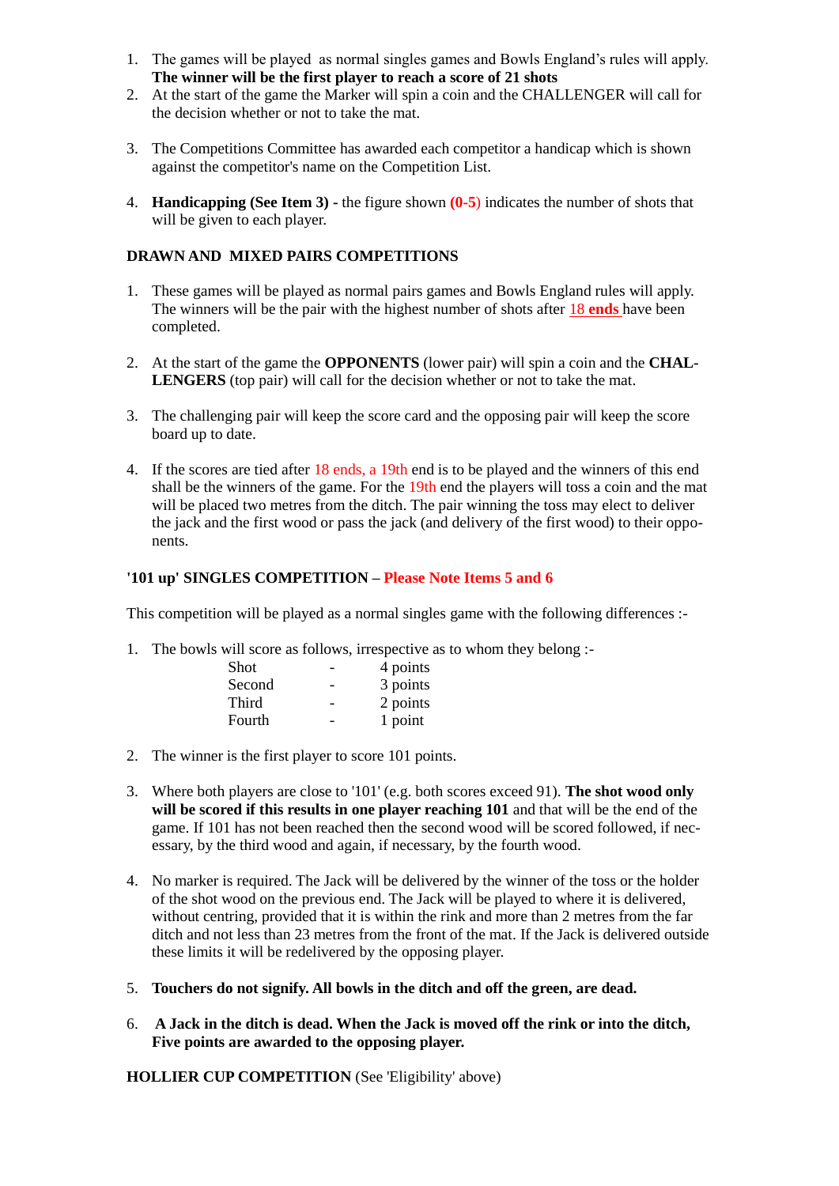1. The games will be played as normal singles games and Bowls England's rules will apply. **The winner will be the first player to reach a score of 21 shots**
2. At the start of the game the Marker will spin a coin and the CHALLENGER will call for the decision whether or not to take the mat.
3. The Competitions Committee has awarded each competitor a handicap which is shown against the competitor's name on the Competition List.
4. **Handicapping (See Item 3) -** the figure shown **(0-5)** indicates the number of shots that will be given to each player.

**DRAWN AND MIXED PAIRS COMPETITIONS**

1. These games will be played as normal pairs games and Bowls England rules will apply. The winners will be the pair with the highest number of shots after 18 **ends** have been completed.
2. At the start of the game the **OPPONENTS** (lower pair) will spin a coin and the **CHALLENGERS** (top pair) will call for the decision whether or not to take the mat.
3. The challenging pair will keep the score card and the opposing pair will keep the score board up to date.
4. If the scores are tied after 18 ends, a 19th end is to be played and the winners of this end shall be the winners of the game. For the 19th end the players will toss a coin and the mat will be placed two metres from the ditch. The pair winning the toss may elect to deliver the jack and the first wood or pass the jack (and delivery of the first wood) to their opponents.

**'101 up' SINGLES COMPETITION – Please Note Items 5 and 6**

This competition will be played as a normal singles game with the following differences :-

1. The bowls will score as follows, irrespective as to whom they belong :-

   | | | |
   |---|---|---|
   | Shot | - | 4 points |
   | Second | - | 3 points |
   | Third | - | 2 points |
   | Fourth | - | 1 point |

2. The winner is the first player to score 101 points.
3. Where both players are close to '101' (e.g. both scores exceed 91). **The shot wood only will be scored if this results in one player reaching 101** and that will be the end of the game. If 101 has not been reached then the second wood will be scored followed, if necessary, by the third wood and again, if necessary, by the fourth wood.
4. No marker is required. The Jack will be delivered by the winner of the toss or the holder of the shot wood on the previous end. The Jack will be played to where it is delivered, without centring, provided that it is within the rink and more than 2 metres from the far ditch and not less than 23 metres from the front of the mat. If the Jack is delivered outside these limits it will be redelivered by the opposing player.
5. **Touchers do not signify. All bowls in the ditch and off the green, are dead.**
6. **A Jack in the ditch is dead. When the Jack is moved off the rink or into the ditch, Five points are awarded to the opposing player.**

**HOLLIER CUP COMPETITION** (See 'Eligibility' above)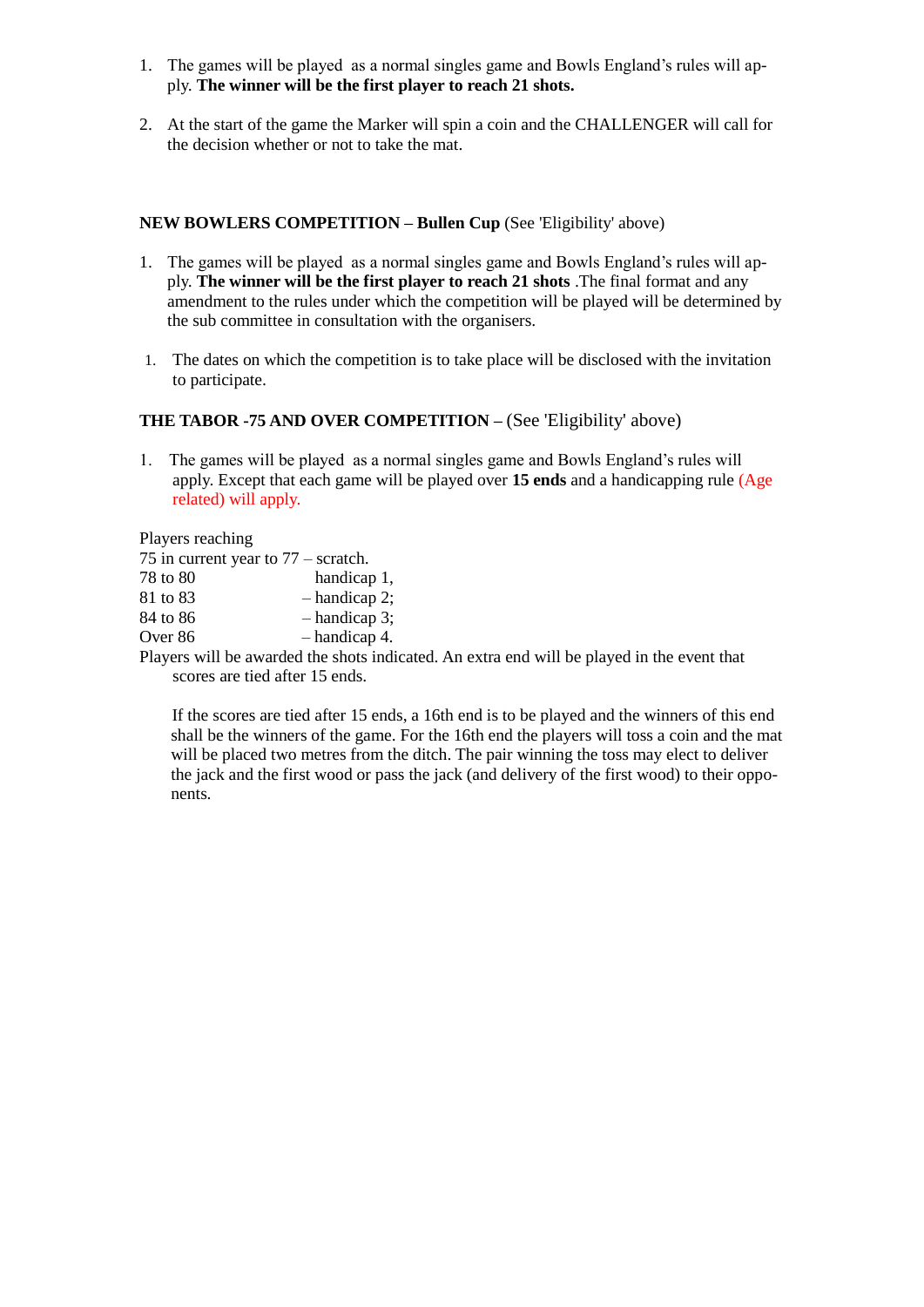1. The games will be played as a normal singles game and Bowls England's rules will apply. **The winner will be the first player to reach 21 shots.**

2. At the start of the game the Marker will spin a coin and the CHALLENGER will call for the decision whether or not to take the mat.

**NEW BOWLERS COMPETITION – Bullen Cup** (See 'Eligibility' above)

1. The games will be played as a normal singles game and Bowls England's rules will apply. **The winner will be the first player to reach 21 shots** .The final format and any amendment to the rules under which the competition will be played will be determined by the sub committee in consultation with the organisers.

1. The dates on which the competition is to take place will be disclosed with the invitation to participate.

**THE TABOR -75 AND OVER COMPETITION** – (See 'Eligibility' above)

1. The games will be played as a normal singles game and Bowls England's rules will apply. Except that each game will be played over **15 ends** and a handicapping rule (Age related) will apply.

Players reaching
75 in current year to 77 – scratch.
78 to 80 handicap 1,
81 to 83 – handicap 2;
84 to 86 – handicap 3;
Over 86 – handicap 4.
Players will be awarded the shots indicated. An extra end will be played in the event that scores are tied after 15 ends.

If the scores are tied after 15 ends, a 16th end is to be played and the winners of this end shall be the winners of the game. For the 16th end the players will toss a coin and the mat will be placed two metres from the ditch. The pair winning the toss may elect to deliver the jack and the first wood or pass the jack (and delivery of the first wood) to their opponents.